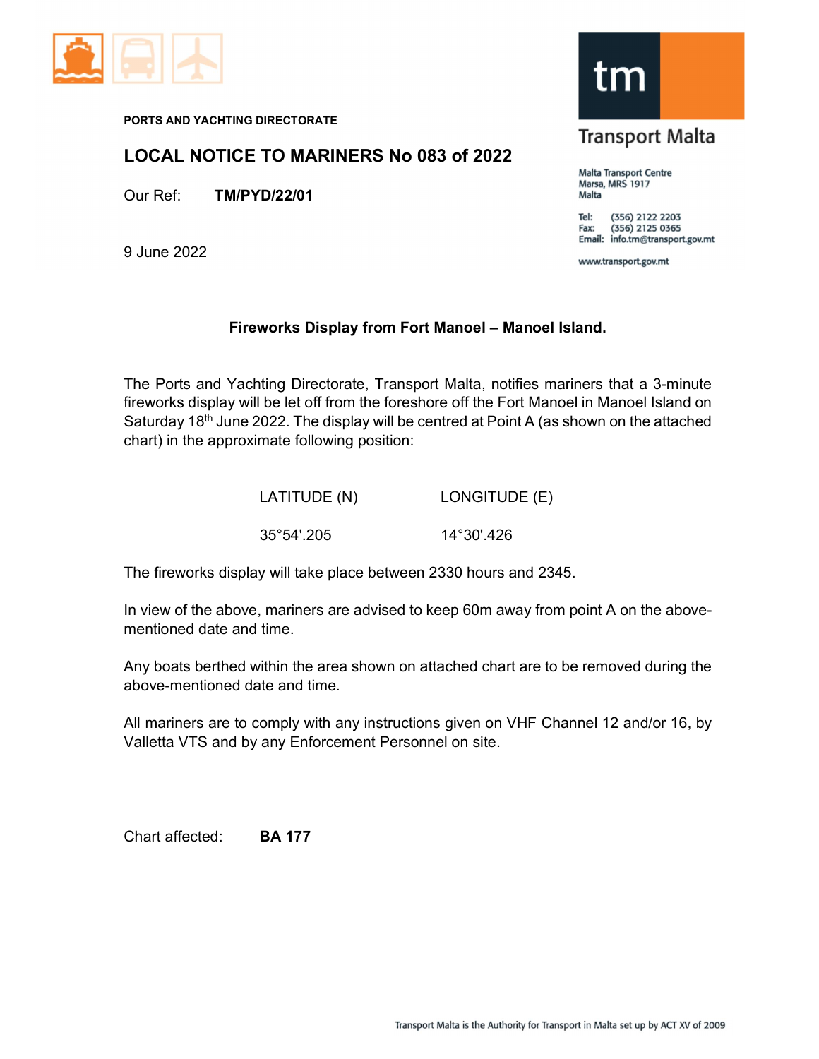PORTS AND YACHTING DIRECTORATE

# LOCAL NOTICE TO MARINERS No 083 of 2022

Our Ref: **TM/PYD/22/01**

9 June 2022

**tm**

**Transport Malta**

Malta Transport Centre
Marsa, MRS 1917
Malta

Tel: (356) 2122 2203
Fax: (356) 2125 0365
Email: info.tm@transport.gov.mt

www.transport.gov.mt

## Fireworks Display from Fort Manoel – Manoel Island.

The Ports and Yachting Directorate, Transport Malta, notifies mariners that a 3-minute fireworks display will be let off from the foreshore off the Fort Manoel in Manoel Island on Saturday 18th June 2022. The display will be centred at Point A (as shown on the attached chart) in the approximate following position:

| LATITUDE (N) | LONGITUDE (E) |
|---|---|
| 35°54'.205 | 14°30'.426 |

The fireworks display will take place between 2330 hours and 2345.

In view of the above, mariners are advised to keep 60m away from point A on the above-mentioned date and time.

Any boats berthed within the area shown on attached chart are to be removed during the above-mentioned date and time.

All mariners are to comply with any instructions given on VHF Channel 12 and/or 16, by Valletta VTS and by any Enforcement Personnel on site.

Chart affected: **BA 177**

Transport Malta is the Authority for Transport in Malta set up by ACT XV of 2009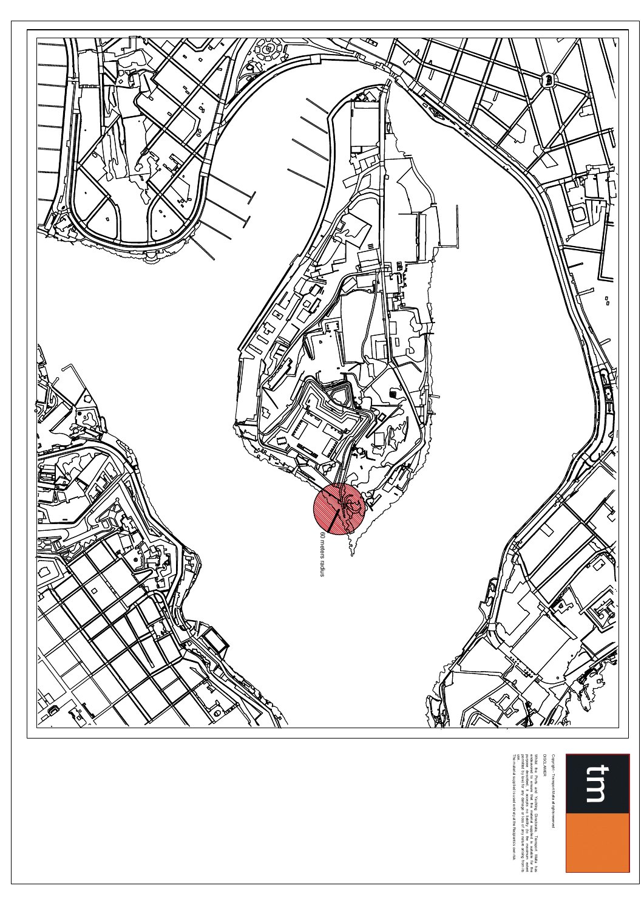60 meters radius

tm

Copyright - Transport Malta all rights reserved

DISCLAIMER

Whilst the Ports and Yachting Directorate, Transport Malta has endeavoured to ensure that the material supplied is suitable for the purpose described, it accepts no liability (to the maximum extent permitted by law) for any damage or loss of any nature arising from its use.
The material supplied is used entirely at the Recipient's own risk.